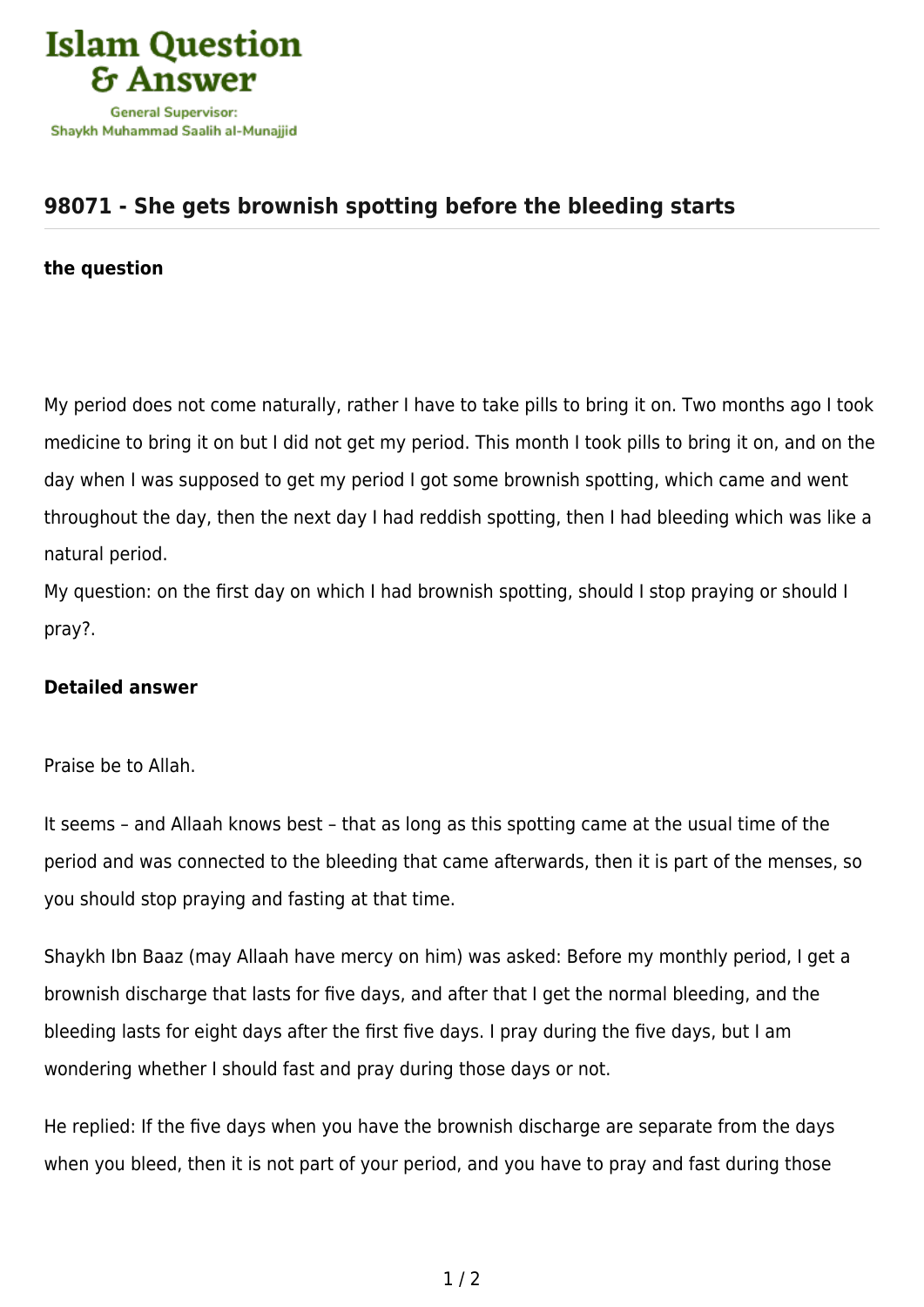Islam Question & Answer

General Supervisor: Shaykh Muhammad Saalih al-Munajjid

## 98071 - She gets brownish spotting before the bleeding starts

### the question

My period does not come naturally, rather I have to take pills to bring it on. Two months ago I took medicine to bring it on but I did not get my period. This month I took pills to bring it on, and on the day when I was supposed to get my period I got some brownish spotting, which came and went throughout the day, then the next day I had reddish spotting, then I had bleeding which was like a natural period.
My question: on the first day on which I had brownish spotting, should I stop praying or should I pray?.

### Detailed answer

Praise be to Allah.

It seems – and Allaah knows best – that as long as this spotting came at the usual time of the period and was connected to the bleeding that came afterwards, then it is part of the menses, so you should stop praying and fasting at that time.

Shaykh Ibn Baaz (may Allaah have mercy on him) was asked: Before my monthly period, I get a brownish discharge that lasts for five days, and after that I get the normal bleeding, and the bleeding lasts for eight days after the first five days. I pray during the five days, but I am wondering whether I should fast and pray during those days or not.

He replied: If the five days when you have the brownish discharge are separate from the days when you bleed, then it is not part of your period, and you have to pray and fast during those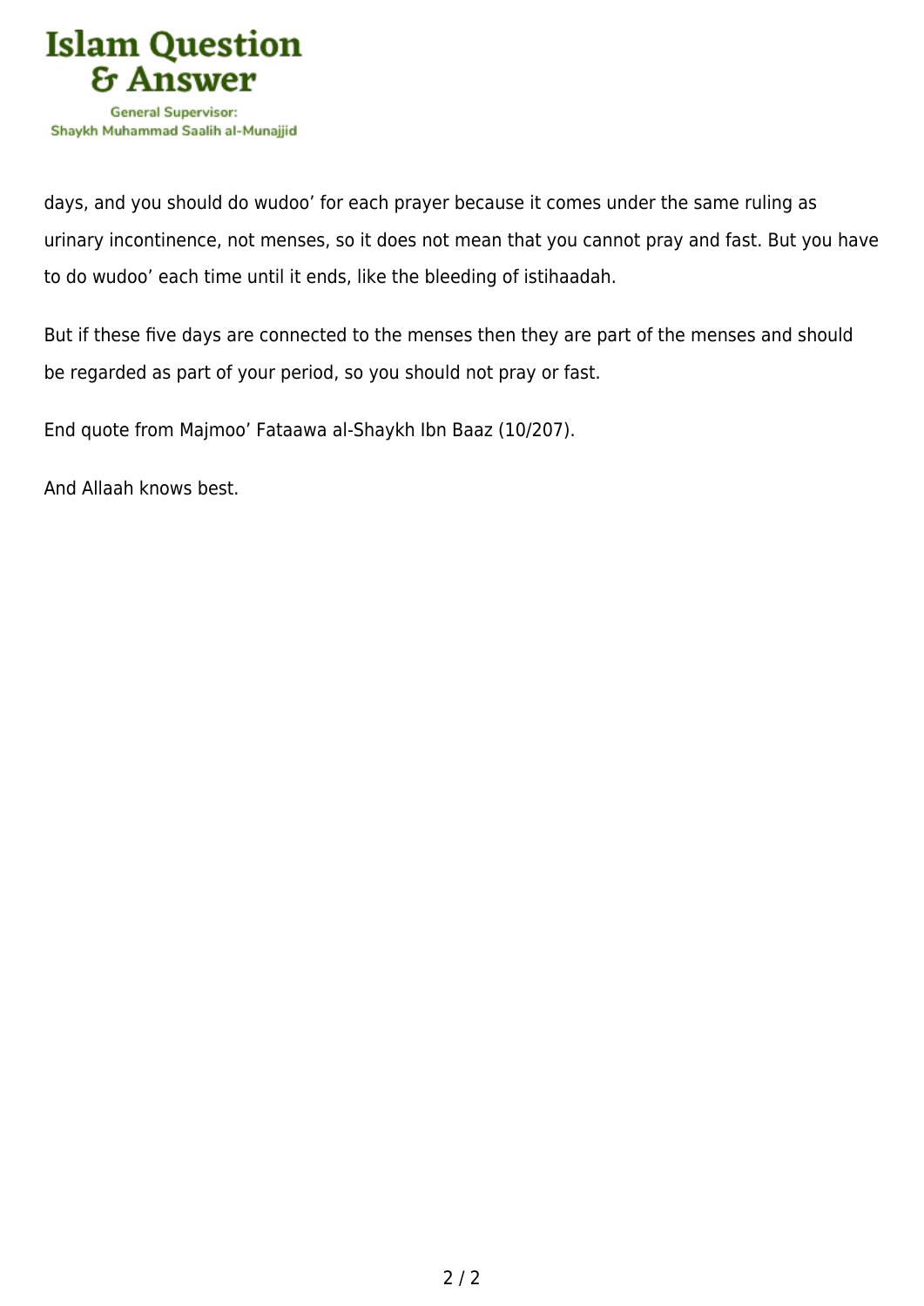days, and you should do wudoo' for each prayer because it comes under the same ruling as urinary incontinence, not menses, so it does not mean that you cannot pray and fast. But you have to do wudoo' each time until it ends, like the bleeding of istihaadah.

But if these five days are connected to the menses then they are part of the menses and should be regarded as part of your period, so you should not pray or fast.

End quote from Majmoo' Fataawa al-Shaykh Ibn Baaz (10/207).

And Allaah knows best.